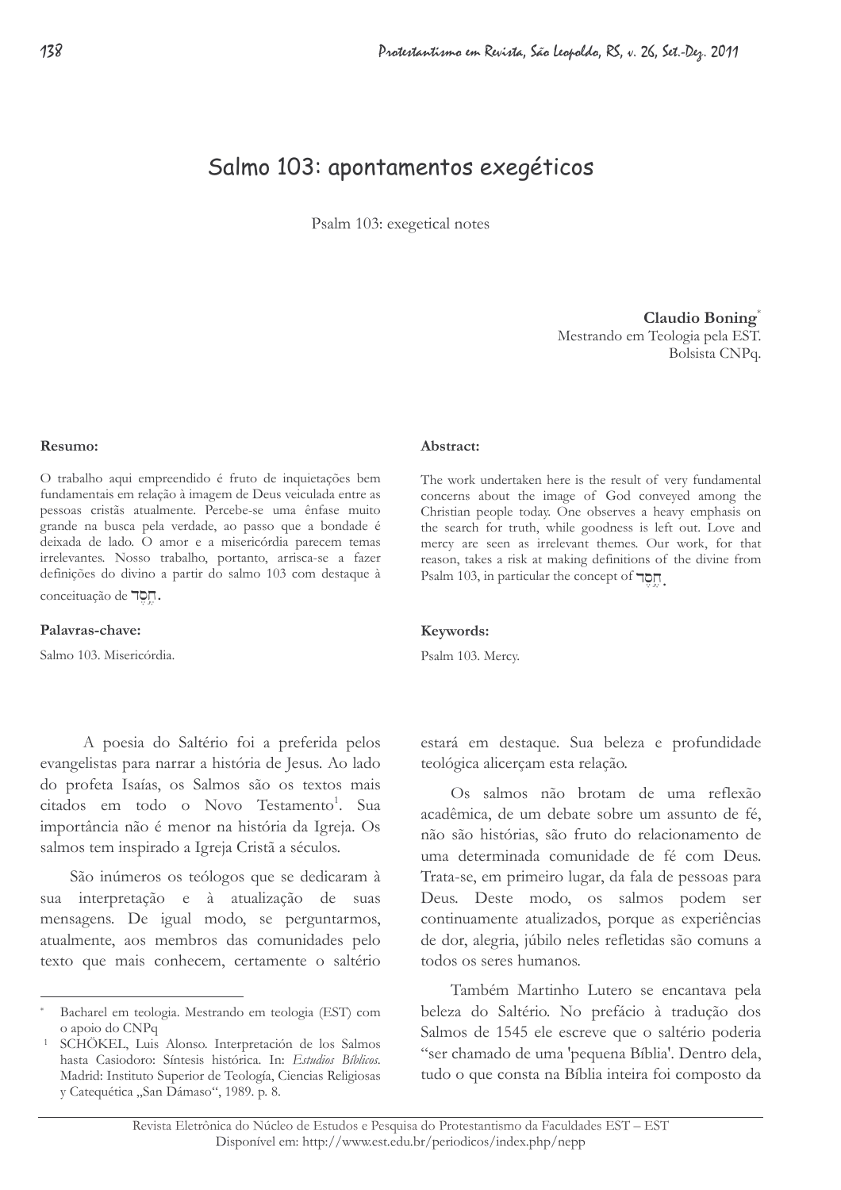# Salmo 103: apontamentos exegéticos

Psalm 103: exegetical notes

**Claudio Boning**[*]
Mestrando em Teologia pela EST.
Bolsista CNPq.

**Resumo:**

O trabalho aqui empreendido é fruto de inquietações bem fundamentais em relação à imagem de Deus veiculada entre as pessoas cristãs atualmente. Percebe-se uma ênfase muito grande na busca pela verdade, ao passo que a bondade é deixada de lado. O amor e a misericórdia parecem temas irrelevantes. Nosso trabalho, portanto, arrisca-se a fazer definições do divino a partir do salmo 103 com destaque à conceituação de חֶסֶד.

**Palavras-chave:**

Salmo 103. Misericórdia.

**Abstract:**

The work undertaken here is the result of very fundamental concerns about the image of God conveyed among the Christian people today. One observes a heavy emphasis on the search for truth, while goodness is left out. Love and mercy are seen as irrelevant themes. Our work, for that reason, takes a risk at making definitions of the divine from Psalm 103, in particular the concept of חֶסֶד.

**Keywords:**

Psalm 103. Mercy.

A poesia do Saltério foi a preferida pelos evangelistas para narrar a história de Jesus. Ao lado do profeta Isaías, os Salmos são os textos mais citados em todo o Novo Testamento[1]. Sua importância não é menor na história da Igreja. Os salmos tem inspirado a Igreja Cristã a séculos.

São inúmeros os teólogos que se dedicaram à sua interpretação e à atualização de suas mensagens. De igual modo, se perguntarmos, atualmente, aos membros das comunidades pelo texto que mais conhecem, certamente o saltério estará em destaque. Sua beleza e profundidade teológica alicerçam esta relação.

Os salmos não brotam de uma reflexão acadêmica, de um debate sobre um assunto de fé, não são histórias, são fruto do relacionamento de uma determinada comunidade de fé com Deus. Trata-se, em primeiro lugar, da fala de pessoas para Deus. Deste modo, os salmos podem ser continuamente atualizados, porque as experiências de dor, alegria, júbilo neles refletidas são comuns a todos os seres humanos.

Também Martinho Lutero se encantava pela beleza do Saltério. No prefácio à tradução dos Salmos de 1545 ele escreve que o saltério poderia "ser chamado de uma 'pequena Bíblia'. Dentro dela, tudo o que consta na Bíblia inteira foi composto da

---

[*] Bacharel em teologia. Mestrando em teologia (EST) com o apoio do CNPq

[1] SCHÖKEL, Luis Alonso. Interpretación de los Salmos hasta Casiodoro: Síntesis histórica. In: *Estudios Bíblicos*. Madrid: Instituto Superior de Teología, Ciencias Religiosas y Catequética „San Dámaso", 1989. p. 8.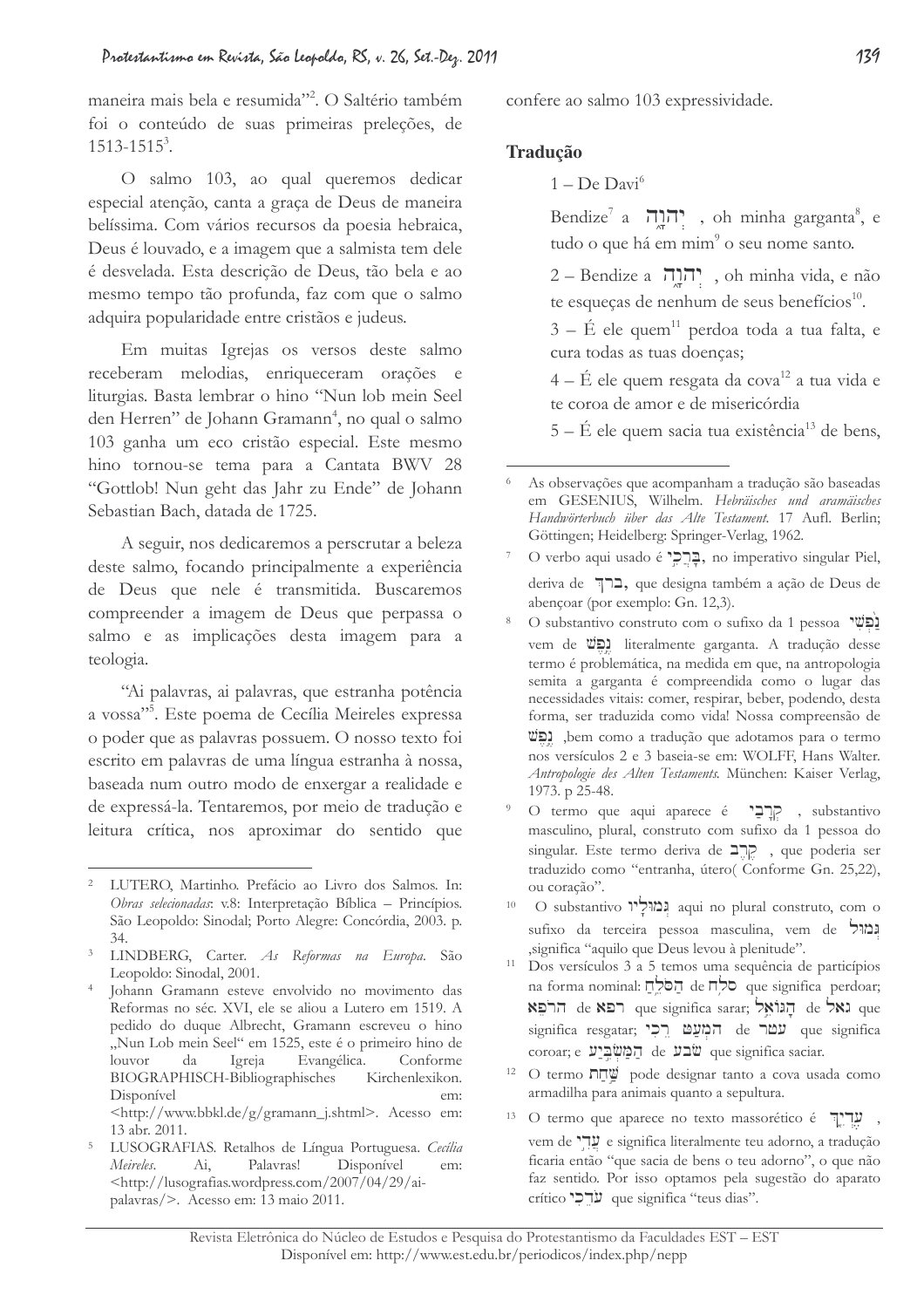maneira mais bela e resumida"[2]. O Saltério também foi o conteúdo de suas primeiras preleções, de 1513-1515[3].

O salmo 103, ao qual queremos dedicar especial atenção, canta a graça de Deus de maneira belíssima. Com vários recursos da poesia hebraica, Deus é louvado, e a imagem que a salmista tem dele é desvelada. Esta descrição de Deus, tão bela e ao mesmo tempo tão profunda, faz com que o salmo adquira popularidade entre cristãos e judeus.

Em muitas Igrejas os versos deste salmo receberam melodias, enriqueceram orações e liturgias. Basta lembrar o hino "Nun lob mein Seel den Herren" de Johann Gramann[4], no qual o salmo 103 ganha um eco cristão especial. Este mesmo hino tornou-se tema para a Cantata BWV 28 "Gottlob! Nun geht das Jahr zu Ende" de Johann Sebastian Bach, datada de 1725.

A seguir, nos dedicaremos a perscrutar a beleza deste salmo, focando principalmente a experiência de Deus que nele é transmitida. Buscaremos compreender a imagem de Deus que perpassa o salmo e as implicações desta imagem para a teologia.

"Ai palavras, ai palavras, que estranha potência a vossa"[5]. Este poema de Cecília Meireles expressa o poder que as palavras possuem. O nosso texto foi escrito em palavras de uma língua estranha à nossa, baseada num outro modo de enxergar a realidade e de expressá-la. Tentaremos, por meio de tradução e leitura crítica, nos aproximar do sentido que confere ao salmo 103 expressividade.

## Tradução

1 – De Davi[6]

Bendize[7] a יְהוָה , oh minha garganta[8], e tudo o que há em mim[9] o seu nome santo.

2 – Bendize a יְהוָה , oh minha vida, e não te esqueças de nenhum de seus benefícios[10].

3 – É ele quem[11] perdoa toda a tua falta, e cura todas as tuas doenças;

4 – É ele quem resgata da cova[12] a tua vida e te coroa de amor e de misericórdia

5 – É ele quem sacia tua existência[13] de bens,

---

[2] LUTERO, Martinho. Prefácio ao Livro dos Salmos. In: *Obras selecionadas*: v.8: Interpretação Bíblica – Princípios. São Leopoldo: Sinodal; Porto Alegre: Concórdia, 2003. p. 34.

[3] LINDBERG, Carter. *As Reformas na Europa*. São Leopoldo: Sinodal, 2001.

[4] Johann Gramann esteve envolvido no movimento das Reformas no séc. XVI, ele se aliou a Lutero em 1519. A pedido do duque Albrecht, Gramann escreveu o hino „Nun Lob mein Seel" em 1525, este é o primeiro hino de louvor da Igreja Evangélica. Conforme BIOGRAPHISCH-Bibliographisches Kirchenlexikon. Disponível em: <http://www.bbkl.de/g/gramann_j.shtml>. Acesso em: 13 abr. 2011.

[5] LUSOGRAFIAS. Retalhos de Língua Portuguesa. *Cecília Meireles*. Ai, Palavras! Disponível em: <http://lusografias.wordpress.com/2007/04/29/ai-palavras/>. Acesso em: 13 maio 2011.

[6] As observações que acompanham a tradução são baseadas em GESENIUS, Wilhelm. *Hebräisches und aramäisches Handwörterbuch über das Alte Testament*. 17 Aufl. Berlin; Göttingen; Heidelberg: Springer-Verlag, 1962.

[7] O verbo aqui usado é בָּרֲכִי, no imperativo singular Piel, deriva de ברך, que designa também a ação de Deus de abençoar (por exemplo: Gn. 12,3).

[8] O substantivo construto com o sufixo da 1 pessoa נַפְשִׁי vem de נֶפֶשׁ literalmente garganta. A tradução desse termo é problemática, na medida em que, na antropologia semita a garganta é compreendida como o lugar das necessidades vitais: comer, respirar, beber, podendo, desta forma, ser traduzida como vida! Nossa compreensão de נֶפֶשׁ ,bem como a tradução que adotamos para o termo nos versículos 2 e 3 baseia-se em: WOLFF, Hans Walter. *Antropologie des Alten Testaments*. München: Kaiser Verlag, 1973. p 25-48.

[9] O termo que aqui aparece é קְרָבַי , substantivo masculino, plural, construto com sufixo da 1 pessoa do singular. Este termo deriva de קֶרֶב , que poderia ser traduzido como "entranha, útero( Conforme Gn. 25,22), ou coração".

[10] O substantivo גְּמוּלָיו aqui no plural construto, com o sufixo da terceira pessoa masculina, vem de גְּמוּל ,significa "aquilo que Deus levou à plenitude".

[11] Dos versículos 3 a 5 temos uma sequência de particípios na forma nominal: הַסֹּלֵחַ de סלח que significa perdoar; הרפא de רפא que significa sarar; הַגּוֹאֵל de גאל que significa resgatar; המְעַט רֵכִי de עטר que significa coroar; e הַמַּשְׂבִּיעַ de שׂבע que significa saciar.

[12] O termo שַׁחַת pode designar tanto a cova usada como armadilha para animais quanto a sepultura.

[13] O termo que aparece no texto massorético é עֶדְיֵךְ , vem de עֲדִי e significa literalmente teu adorno, a tradução ficaria então "que sacia de bens o teu adorno", o que não faz sentido. Por isso optamos pela sugestão do aparato crítico עֹדֵכִי que significa "teus dias".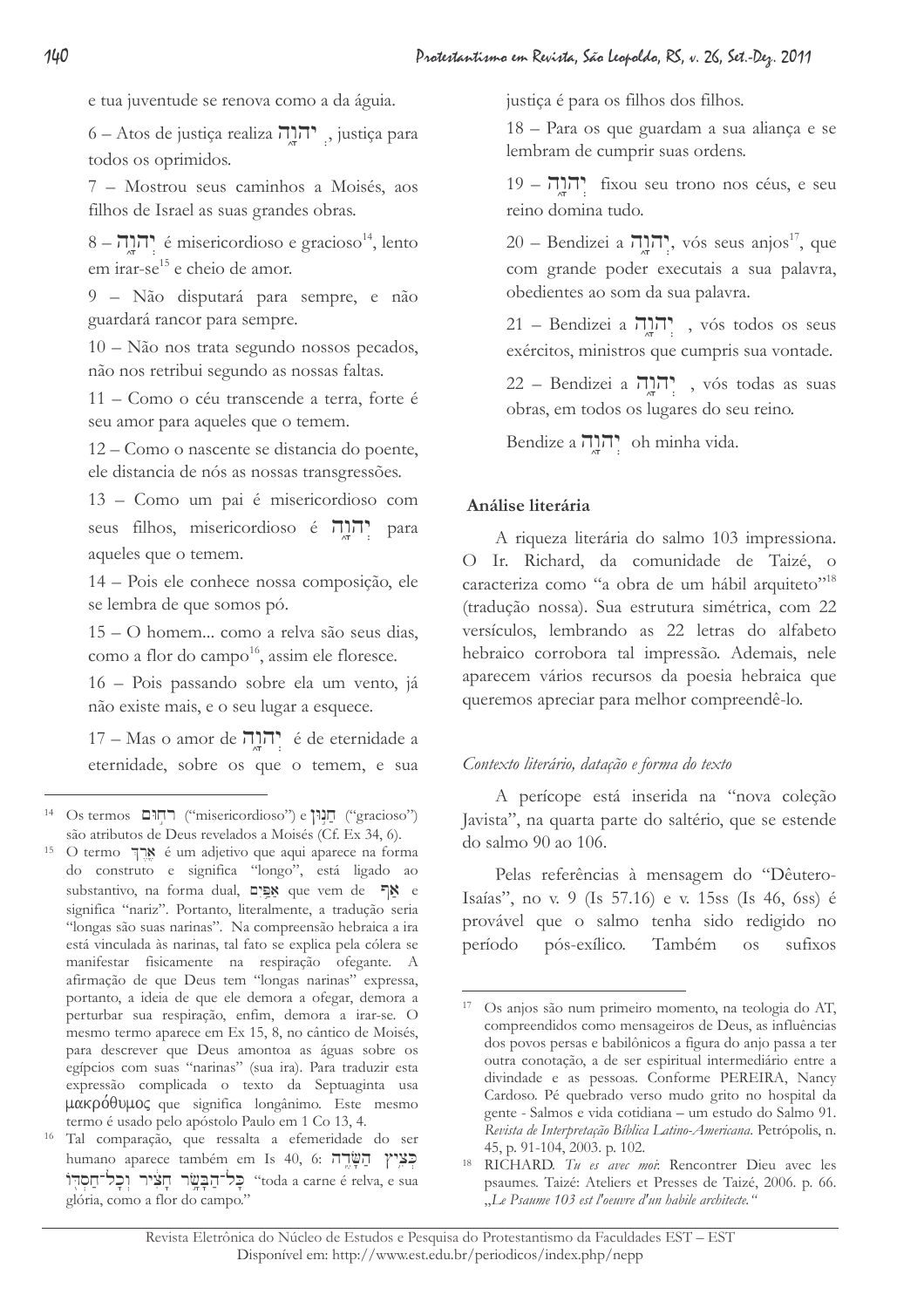e tua juventude se renova como a da águia.

6 – Atos de justiça realiza יְהוָה, justiça para todos os oprimidos.

7 – Mostrou seus caminhos a Moisés, aos filhos de Israel as suas grandes obras.

8 – יְהוָה é misericordioso e gracioso[14], lento em irar-se[15] e cheio de amor.

9 – Não disputará para sempre, e não guardará rancor para sempre.

10 – Não nos trata segundo nossos pecados, não nos retribui segundo as nossas faltas.

11 – Como o céu transcende a terra, forte é seu amor para aqueles que o temem.

12 – Como o nascente se distancia do poente, ele distancia de nós as nossas transgressões.

13 – Como um pai é misericordioso com seus filhos, misericordioso é יְהוָה para aqueles que o temem.

14 – Pois ele conhece nossa composição, ele se lembra de que somos pó.

15 – O homem... como a relva são seus dias, como a flor do campo[16], assim ele floresce.

16 – Pois passando sobre ela um vento, já não existe mais, e o seu lugar a esquece.

17 – Mas o amor de יְהוָה é de eternidade a eternidade, sobre os que o temem, e sua justiça é para os filhos dos filhos.

18 – Para os que guardam a sua aliança e se lembram de cumprir suas ordens.

19 – יְהוָה fixou seu trono nos céus, e seu reino domina tudo.

20 – Bendizei a יְהוָה, vós seus anjos[17], que com grande poder executais a sua palavra, obedientes ao som da sua palavra.

21 – Bendizei a יְהוָה, vós todos os seus exércitos, ministros que cumpris sua vontade.

22 – Bendizei a יְהוָה, vós todas as suas obras, em todos os lugares do seu reino.

Bendize a יְהוָה oh minha vida.

### Análise literária

A riqueza literária do salmo 103 impressiona. O Ir. Richard, da comunidade de Taizé, o caracteriza como "a obra de um hábil arquiteto"[18] (tradução nossa). Sua estrutura simétrica, com 22 versículos, lembrando as 22 letras do alfabeto hebraico corrobora tal impressão. Ademais, nele aparecem vários recursos da poesia hebraica que queremos apreciar para melhor compreendê-lo.

#### *Contexto literário, datação e forma do texto*

A perícope está inserida na "nova coleção Javista", na quarta parte do saltério, que se estende do salmo 90 ao 106.

Pelas referências à mensagem do "Dêutero-Isaías", no v. 9 (Is 57.16) e v. 15ss (Is 46, 6ss) é provável que o salmo tenha sido redigido no período pós-exílico. Também os sufixos

---

[14] Os termos רחוּם ("misericordioso") e חַנּוּן ("gracioso") são atributos de Deus revelados a Moisés (Cf. Ex 34, 6).

[15] O termo אֶרֶךְ é um adjetivo que aqui aparece na forma do construto e significa "longo", está ligado ao substantivo, na forma dual, אַפַּיִם que vem de אַף e significa "nariz". Portanto, literalmente, a tradução seria "longas são suas narinas". Na compreensão hebraica a ira está vinculada às narinas, tal fato se explica pela cólera se manifestar fisicamente na respiração ofegante. A afirmação de que Deus tem "longas narinas" expressa, portanto, a ideia de que ele demora a ofegar, demora a perturbar sua respiração, enfim, demora a irar-se. O mesmo termo aparece em Ex 15, 8, no cântico de Moisés, para descrever que Deus amontoa as águas sobre os egípcios com suas "narinas" (sua ira). Para traduzir esta expressão complicada o texto da Septuaginta usa μακρόθυμος que significa longânimo. Este mesmo termo é usado pelo apóstolo Paulo em 1 Co 13, 4.

[16] Tal comparação, que ressalta a efemeridade do ser humano aparece também em Is 40, 6: כָּל־הַבָּשָׂר חָצִיר וְכָל־חַסְדּוֹ כְּצִיץ הַשָּׂדֶה "toda a carne é relva, e sua glória, como a flor do campo."

[17] Os anjos são num primeiro momento, na teologia do AT, compreendidos como mensageiros de Deus, as influências dos povos persas e babilônicos a figura do anjo passa a ter outra conotação, a de ser espiritual intermediário entre a divindade e as pessoas. Conforme PEREIRA, Nancy Cardoso. Pé quebrado verso mudo grito no hospital da gente - Salmos e vida cotidiana – um estudo do Salmo 91. *Revista de Interpretação Bíblica Latino-Americana*. Petrópolis, n. 45, p. 91-104, 2003. p. 102.

[18] RICHARD. *Tu es avec moi*: Rencontrer Dieu avec les psaumes. Taizé: Ateliers et Presses de Taizé, 2006. p. 66. „*Le Psaume 103 est l'oeuvre d'un habile architecte.*"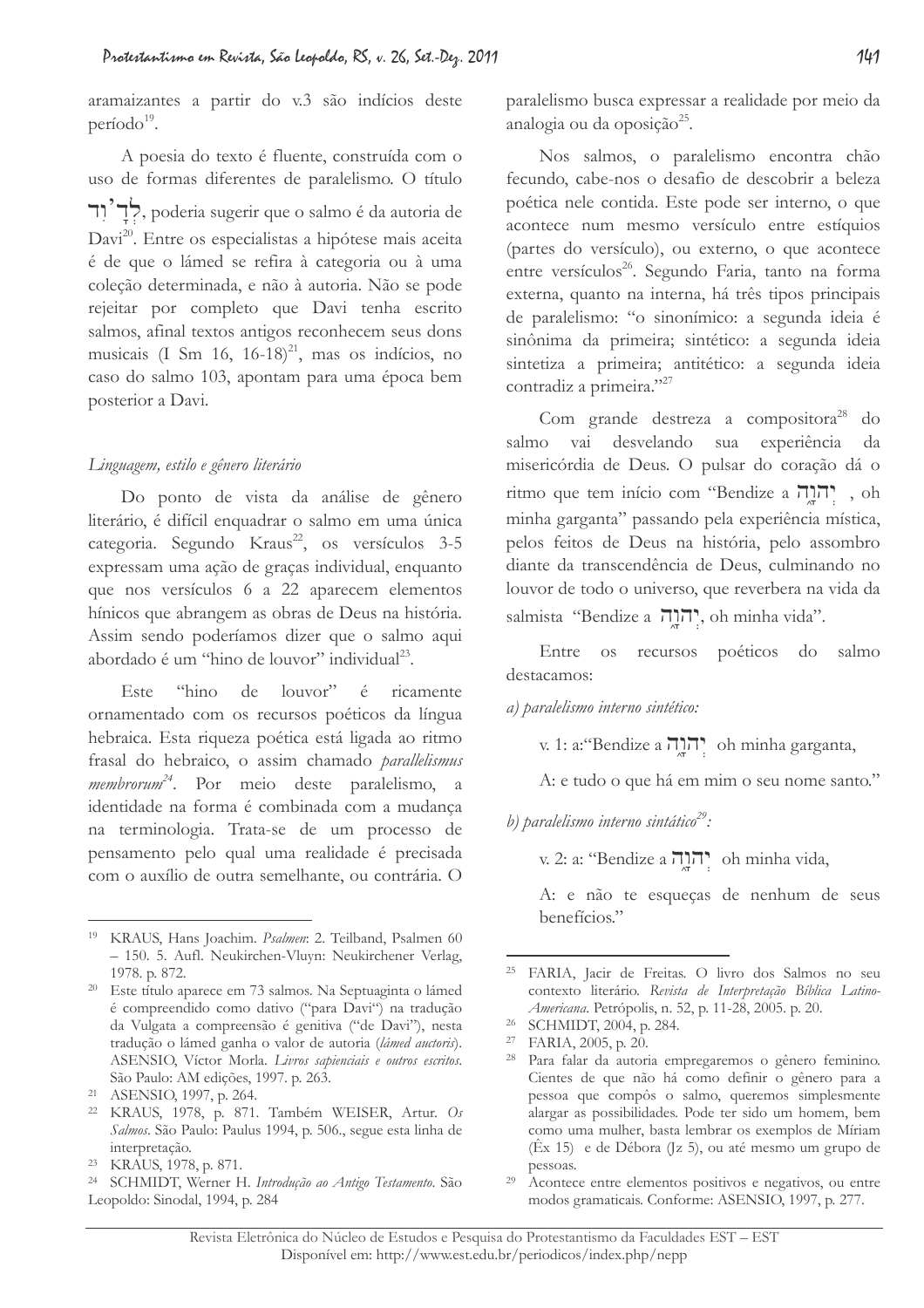aramaizantes a partir do v.3 são indícios deste período[19].

A poesia do texto é fluente, construída com o uso de formas diferentes de paralelismo. O título לְדָוִד, poderia sugerir que o salmo é da autoria de Davi[20]. Entre os especialistas a hipótese mais aceita é de que o lámed se refira à categoria ou à uma coleção determinada, e não à autoria. Não se pode rejeitar por completo que Davi tenha escrito salmos, afinal textos antigos reconhecem seus dons musicais (I Sm 16, 16-18)[21], mas os indícios, no caso do salmo 103, apontam para uma época bem posterior a Davi.

### *Linguagem, estilo e gênero literário*

Do ponto de vista da análise de gênero literário, é difícil enquadrar o salmo em uma única categoria. Segundo Kraus[22], os versículos 3-5 expressam uma ação de graças individual, enquanto que nos versículos 6 a 22 aparecem elementos hínicos que abrangem as obras de Deus na história. Assim sendo poderíamos dizer que o salmo aqui abordado é um "hino de louvor" individual[23].

Este "hino de louvor" é ricamente ornamentado com os recursos poéticos da língua hebraica. Esta riqueza poética está ligada ao ritmo frasal do hebraico, o assim chamado *parallelismus membrorum*[24]. Por meio deste paralelismo, a identidade na forma é combinada com a mudança na terminologia. Trata-se de um processo de pensamento pelo qual uma realidade é precisada com o auxílio de outra semelhante, ou contrária. O paralelismo busca expressar a realidade por meio da analogia ou da oposição[25].

Nos salmos, o paralelismo encontra chão fecundo, cabe-nos o desafio de descobrir a beleza poética nele contida. Este pode ser interno, o que acontece num mesmo versículo entre estíquios (partes do versículo), ou externo, o que acontece entre versículos[26]. Segundo Faria, tanto na forma externa, quanto na interna, há três tipos principais de paralelismo: "o sinonímico: a segunda ideia é sinônima da primeira; sintético: a segunda ideia sintetiza a primeira; antitético: a segunda ideia contradiz a primeira."[27]

Com grande destreza a compositora[28] do salmo vai desvelando sua experiência da misericórdia de Deus. O pulsar do coração dá o ritmo que tem início com "Bendize a יְהוָה , oh minha garganta" passando pela experiência mística, pelos feitos de Deus na história, pelo assombro diante da transcendência de Deus, culminando no louvor de todo o universo, que reverbera na vida da salmista "Bendize a יְהוָה, oh minha vida".

Entre os recursos poéticos do salmo destacamos:

*a) paralelismo interno sintético:*

v. 1: a:"Bendize a יְהוָה oh minha garganta,

A: e tudo o que há em mim o seu nome santo."

*b) paralelismo interno sintático*[29]*:*

v. 2: a: "Bendize a יְהוָה oh minha vida,

A: e não te esqueças de nenhum de seus benefícios."

---

[19] KRAUS, Hans Joachim. *Psalmen*: 2. Teilband, Psalmen 60 – 150. 5. Aufl. Neukirchen-Vluyn: Neukirchener Verlag, 1978. p. 872.

[20] Este título aparece em 73 salmos. Na Septuaginta o lámed é compreendido como dativo ("para Davi") na tradução da Vulgata a compreensão é genitiva ("de Davi"), nesta tradução o lámed ganha o valor de autoria (*lámed auctoris*). ASENSIO, Víctor Morla. *Livros sapienciais e outros escritos*. São Paulo: AM edições, 1997. p. 263.

[21] ASENSIO, 1997, p. 264.

[22] KRAUS, 1978, p. 871. Também WEISER, Artur. *Os Salmos*. São Paulo: Paulus 1994, p. 506., segue esta linha de interpretação.

[23] KRAUS, 1978, p. 871.

[24] SCHMIDT, Werner H. *Introdução ao Antigo Testamento*. São Leopoldo: Sinodal, 1994, p. 284

[25] FARIA, Jacir de Freitas. O livro dos Salmos no seu contexto literário. *Revista de Interpretação Bíblica Latino-Americana*. Petrópolis, n. 52, p. 11-28, 2005. p. 20.

[26] SCHMIDT, 2004, p. 284.

[27] FARIA, 2005, p. 20.

[28] Para falar da autoria empregaremos o gênero feminino. Cientes de que não há como definir o gênero para a pessoa que compôs o salmo, queremos simplesmente alargar as possibilidades. Pode ter sido um homem, bem como uma mulher, basta lembrar os exemplos de Míriam (Êx 15) e de Débora (Jz 5), ou até mesmo um grupo de pessoas.

[29] Acontece entre elementos positivos e negativos, ou entre modos gramaticais. Conforme: ASENSIO, 1997, p. 277.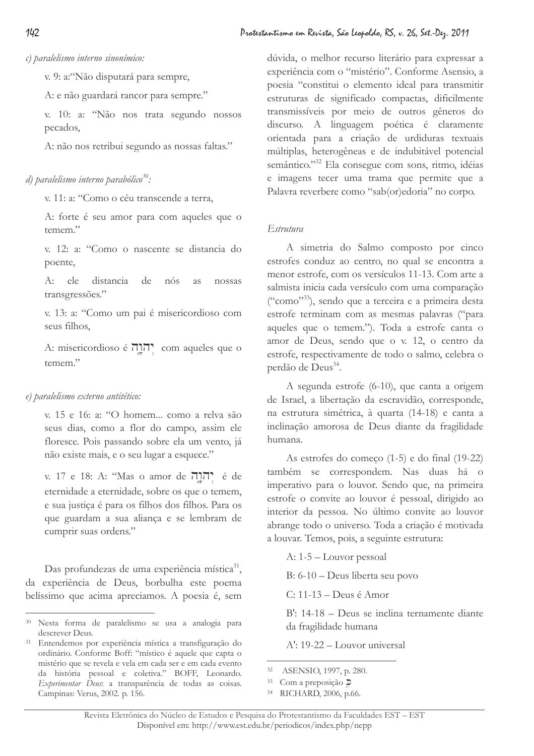*c) paralelismo interno sinonímico:*

v. 9: a:"Não disputará para sempre,

A: e não guardará rancor para sempre."

v. 10: a: "Não nos trata segundo nossos pecados,

A: não nos retribui segundo as nossas faltas."

*d) paralelismo interno parabólico*[30]*:*

v. 11: a: "Como o céu transcende a terra,

A: forte é seu amor para com aqueles que o temem."

v. 12: a: "Como o nascente se distancia do poente,

A: ele distancia de nós as nossas transgressões."

v. 13: a: "Como um pai é misericordioso com seus filhos,

A: misericordioso é יְהוָה com aqueles que o temem."

*e) paralelismo externo antitético:*

v. 15 e 16: a: "O homem... como a relva são seus dias, como a flor do campo, assim ele floresce. Pois passando sobre ela um vento, já não existe mais, e o seu lugar a esquece."

v. 17 e 18: A: "Mas o amor de יְהוָה é de eternidade a eternidade, sobre os que o temem, e sua justiça é para os filhos dos filhos. Para os que guardam a sua aliança e se lembram de cumprir suas ordens."

Das profundezas de uma experiência mística[31], da experiência de Deus, borbulha este poema belíssimo que acima apreciamos. A poesia é, sem dúvida, o melhor recurso literário para expressar a experiência com o "mistério". Conforme Asensio, a poesia "constitui o elemento ideal para transmitir estruturas de significado compactas, dificilmente transmissíveis por meio de outros gêneros do discurso. A linguagem poética é claramente orientada para a criação de urdiduras textuais múltiplas, heterogêneas e de indubitável potencial semântico."[32] Ela consegue com sons, ritmo, idéias e imagens tecer uma trama que permite que a Palavra reverbere como "sab(or)edoria" no corpo.

*Estrutura*

A simetria do Salmo composto por cinco estrofes conduz ao centro, no qual se encontra a menor estrofe, com os versículos 11-13. Com arte a salmista inicia cada versículo com uma comparação ("como"[33]), sendo que a terceira e a primeira desta estrofe terminam com as mesmas palavras ("para aqueles que o temem."). Toda a estrofe canta o amor de Deus, sendo que o v. 12, o centro da estrofe, respectivamente de todo o salmo, celebra o perdão de Deus[34].

A segunda estrofe (6-10), que canta a origem de Israel, a libertação da escravidão, corresponde, na estrutura simétrica, à quarta (14-18) e canta a inclinação amorosa de Deus diante da fragilidade humana.

As estrofes do começo (1-5) e do final (19-22) também se correspondem. Nas duas há o imperativo para o louvor. Sendo que, na primeira estrofe o convite ao louvor é pessoal, dirigido ao interior da pessoa. No último convite ao louvor abrange todo o universo. Toda a criação é motivada a louvar. Temos, pois, a seguinte estrutura:

A: 1-5 – Louvor pessoal

B: 6-10 – Deus liberta seu povo

C: 11-13 – Deus é Amor

B': 14-18 – Deus se inclina ternamente diante da fragilidade humana

A': 19-22 – Louvor universal

---

[30] Nesta forma de paralelismo se usa a analogia para descrever Deus.

[31] Entendemos por experiência mística a transfiguração do ordinário. Conforme Boff: "místico é aquele que capta o mistério que se revela e vela em cada ser e em cada evento da história pessoal e coletiva." BOFF, Leonardo. *Experimentar Deus*: a transparência de todas as coisas. Campinas: Verus, 2002. p. 156.

[32] ASENSIO, 1997, p. 280.

[33] Com a preposição כְּ

[34] RICHARD, 2006, p.66.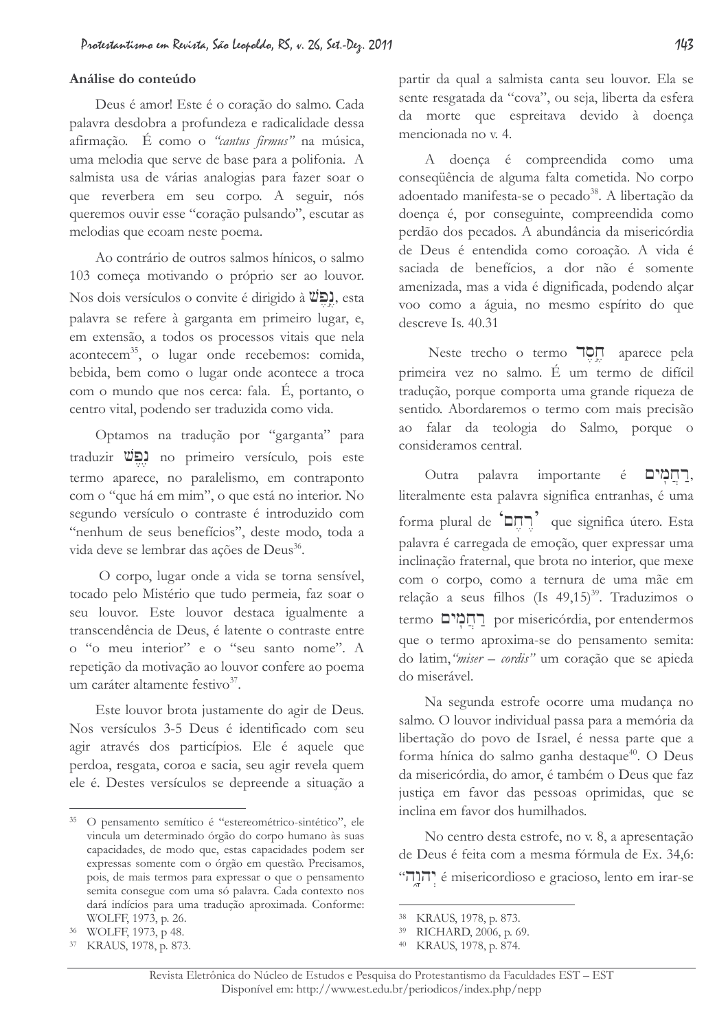### Análise do conteúdo

Deus é amor! Este é o coração do salmo. Cada palavra desdobra a profundeza e radicalidade dessa afirmação. É como o *"cantus firmus"* na música, uma melodia que serve de base para a polifonia. A salmista usa de várias analogias para fazer soar o que reverbera em seu corpo. A seguir, nós queremos ouvir esse "coração pulsando", escutar as melodias que ecoam neste poema.

Ao contrário de outros salmos hínicos, o salmo 103 começa motivando o próprio ser ao louvor. Nos dois versículos o convite é dirigido à נֶפֶשׁ, esta palavra se refere à garganta em primeiro lugar, e, em extensão, a todos os processos vitais que nela acontecem[35], o lugar onde recebemos: comida, bebida, bem como o lugar onde acontece a troca com o mundo que nos cerca: fala. É, portanto, o centro vital, podendo ser traduzida como vida.

Optamos na tradução por "garganta" para traduzir נֶפֶשׁ no primeiro versículo, pois este termo aparece, no paralelismo, em contraponto com o "que há em mim", o que está no interior. No segundo versículo o contraste é introduzido com "nenhum de seus benefícios", deste modo, toda a vida deve se lembrar das ações de Deus[36].

O corpo, lugar onde a vida se torna sensível, tocado pelo Mistério que tudo permeia, faz soar o seu louvor. Este louvor destaca igualmente a transcendência de Deus, é latente o contraste entre o "o meu interior" e o "seu santo nome". A repetição da motivação ao louvor confere ao poema um caráter altamente festivo[37].

Este louvor brota justamente do agir de Deus. Nos versículos 3-5 Deus é identificado com seu agir através dos particípios. Ele é aquele que perdoa, resgata, coroa e sacia, seu agir revela quem ele é. Destes versículos se depreende a situação a partir da qual a salmista canta seu louvor. Ela se sente resgatada da "cova", ou seja, liberta da esfera da morte que espreitava devido à doença mencionada no v. 4.

A doença é compreendida como uma conseqüência de alguma falta cometida. No corpo adoentado manifesta-se o pecado[38]. A libertação da doença é, por conseguinte, compreendida como perdão dos pecados. A abundância da misericórdia de Deus é entendida como coroação. A vida é saciada de benefícios, a dor não é somente amenizada, mas a vida é dignificada, podendo alçar voo como a águia, no mesmo espírito do que descreve Is. 40.31

Neste trecho o termo חֶסֶד aparece pela primeira vez no salmo. É um termo de difícil tradução, porque comporta uma grande riqueza de sentido. Abordaremos o termo com mais precisão ao falar da teologia do Salmo, porque o consideramos central.

Outra palavra importante é רַחֲמִים, literalmente esta palavra significa entranhas, é uma forma plural de 'רֶחֶם' que significa útero. Esta palavra é carregada de emoção, quer expressar uma inclinação fraternal, que brota no interior, que mexe com o corpo, como a ternura de uma mãe em relação a seus filhos (Is 49,15)[39]. Traduzimos o termo רַחֲמִים por misericórdia, por entendermos que o termo aproxima-se do pensamento semita: do latim, *"miser – cordis"* um coração que se apieda do miserável.

Na segunda estrofe ocorre uma mudança no salmo. O louvor individual passa para a memória da libertação do povo de Israel, é nessa parte que a forma hínica do salmo ganha destaque[40]. O Deus da misericórdia, do amor, é também o Deus que faz justiça em favor das pessoas oprimidas, que se inclina em favor dos humilhados.

No centro desta estrofe, no v. 8, a apresentação de Deus é feita com a mesma fórmula de Ex. 34,6: "יְהוָה é misericordioso e gracioso, lento em irar-se

---

[35] O pensamento semítico é "estereométrico-sintético", ele vincula um determinado órgão do corpo humano às suas capacidades, de modo que, estas capacidades podem ser expressas somente com o órgão em questão. Precisamos, pois, de mais termos para expressar o que o pensamento semita consegue com uma só palavra. Cada contexto nos dará indícios para uma tradução aproximada. Conforme: WOLFF, 1973, p. 26.

[36] WOLFF, 1973, p 48.

[37] KRAUS, 1978, p. 873.

[38] KRAUS, 1978, p. 873.

[39] RICHARD, 2006, p. 69.

[40] KRAUS, 1978, p. 874.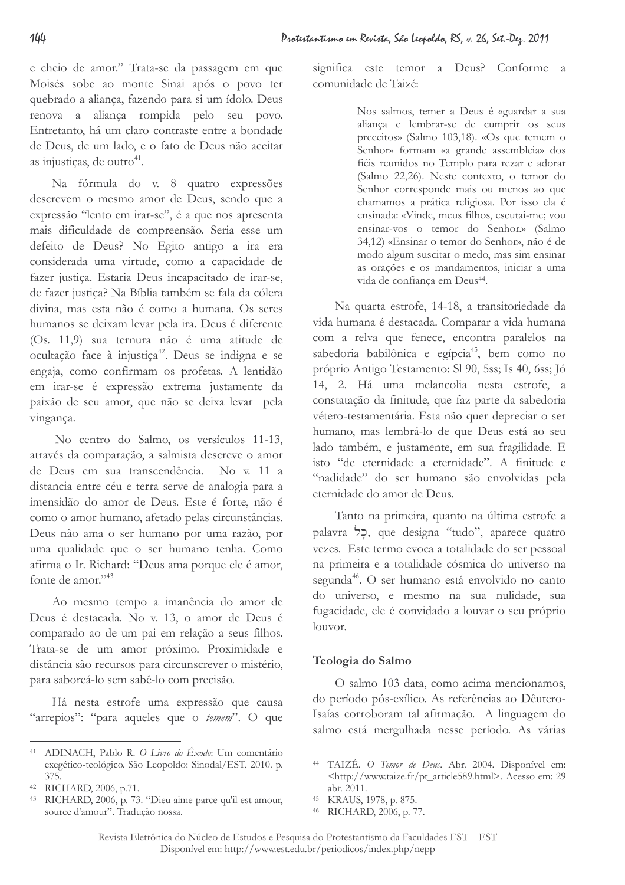e cheio de amor." Trata-se da passagem em que Moisés sobe ao monte Sinai após o povo ter quebrado a aliança, fazendo para si um ídolo. Deus renova a aliança rompida pelo seu povo. Entretanto, há um claro contraste entre a bondade de Deus, de um lado, e o fato de Deus não aceitar as injustiças, de outro[41].

Na fórmula do v. 8 quatro expressões descrevem o mesmo amor de Deus, sendo que a expressão "lento em irar-se", é a que nos apresenta mais dificuldade de compreensão. Seria esse um defeito de Deus? No Egito antigo a ira era considerada uma virtude, como a capacidade de fazer justiça. Estaria Deus incapacitado de irar-se, de fazer justiça? Na Bíblia também se fala da cólera divina, mas esta não é como a humana. Os seres humanos se deixam levar pela ira. Deus é diferente (Os. 11,9) sua ternura não é uma atitude de ocultação face à injustiça[42]. Deus se indigna e se engaja, como confirmam os profetas. A lentidão em irar-se é expressão extrema justamente da paixão de seu amor, que não se deixa levar pela vingança.

No centro do Salmo, os versículos 11-13, através da comparação, a salmista descreve o amor de Deus em sua transcendência. No v. 11 a distancia entre céu e terra serve de analogia para a imensidão do amor de Deus. Este é forte, não é como o amor humano, afetado pelas circunstâncias. Deus não ama o ser humano por uma razão, por uma qualidade que o ser humano tenha. Como afirma o Ir. Richard: "Deus ama porque ele é amor, fonte de amor."[43]

Ao mesmo tempo a imanência do amor de Deus é destacada. No v. 13, o amor de Deus é comparado ao de um pai em relação a seus filhos. Trata-se de um amor próximo. Proximidade e distância são recursos para circunscrever o mistério, para saboreá-lo sem sabê-lo com precisão.

Há nesta estrofe uma expressão que causa "arrepios": "para aqueles que o *temem*". O que significa este temor a Deus? Conforme a comunidade de Taizé:

> Nos salmos, temer a Deus é «guardar a sua aliança e lembrar-se de cumprir os seus preceitos» (Salmo 103,18). «Os que temem o Senhor» formam «a grande assembleia» dos fiéis reunidos no Templo para rezar e adorar (Salmo 22,26). Neste contexto, o temor do Senhor corresponde mais ou menos ao que chamamos a prática religiosa. Por isso ela é ensinada: «Vinde, meus filhos, escutai-me; vou ensinar-vos o temor do Senhor.» (Salmo 34,12) «Ensinar o temor do Senhor», não é de modo algum suscitar o medo, mas sim ensinar as orações e os mandamentos, iniciar a uma vida de confiança em Deus[44].

Na quarta estrofe, 14-18, a transitoriedade da vida humana é destacada. Comparar a vida humana com a relva que fenece, encontra paralelos na sabedoria babilônica e egípcia[45], bem como no próprio Antigo Testamento: Sl 90, 5ss; Is 40, 6ss; Jó 14, 2. Há uma melancolia nesta estrofe, a constatação da finitude, que faz parte da sabedoria vétero-testamentária. Esta não quer depreciar o ser humano, mas lembrá-lo de que Deus está ao seu lado também, e justamente, em sua fragilidade. E isto "de eternidade a eternidade". A finitude e "nadidade" do ser humano são envolvidas pela eternidade do amor de Deus.

Tanto na primeira, quanto na última estrofe a palavra כָּל, que designa "tudo", aparece quatro vezes. Este termo evoca a totalidade do ser pessoal na primeira e a totalidade cósmica do universo na segunda[46]. O ser humano está envolvido no canto do universo, e mesmo na sua nulidade, sua fugacidade, ele é convidado a louvar o seu próprio louvor.

### Teologia do Salmo

O salmo 103 data, como acima mencionamos, do período pós-exílico. As referências ao Dêutero-Isaías corroboram tal afirmação. A linguagem do salmo está mergulhada nesse período. As várias

---

[41] ADINACH, Pablo R. *O Livro do Êxodo*: Um comentário exegético-teológico. São Leopoldo: Sinodal/EST, 2010. p. 375.

[42] RICHARD, 2006, p.71.

[43] RICHARD, 2006, p. 73. "Dieu aime parce qu'il est amour, source d'amour". Tradução nossa.

[44] TAIZÉ. *O Temor de Deus*. Abr. 2004. Disponível em: <http://www.taize.fr/pt_article589.html>. Acesso em: 29 abr. 2011.

[45] KRAUS, 1978, p. 875.

[46] RICHARD, 2006, p. 77.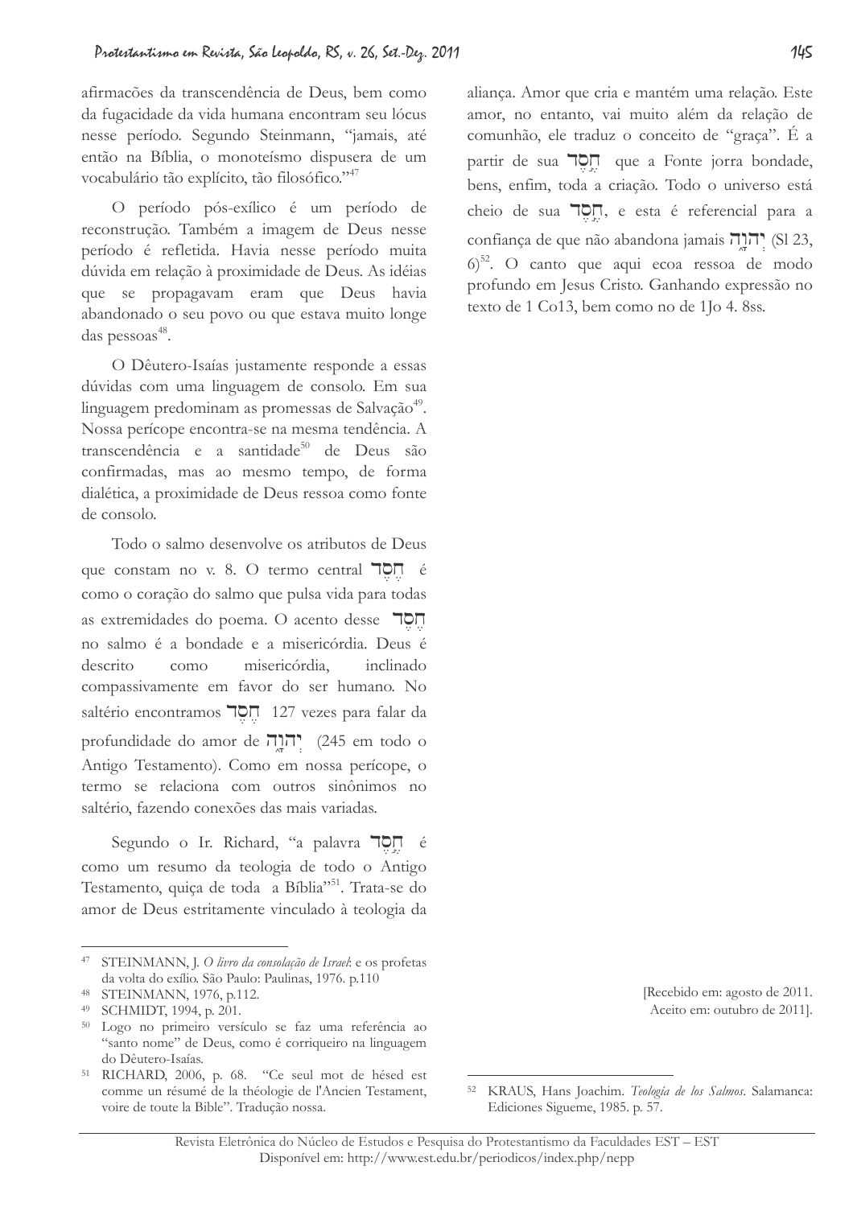afirmacões da transcendência de Deus, bem como da fugacidade da vida humana encontram seu lócus nesse período. Segundo Steinmann, "jamais, até então na Bíblia, o monoteísmo dispusera de um vocabulário tão explícito, tão filosófico."[47]

O período pós-exílico é um período de reconstrução. Também a imagem de Deus nesse período é refletida. Havia nesse período muita dúvida em relação à proximidade de Deus. As idéias que se propagavam eram que Deus havia abandonado o seu povo ou que estava muito longe das pessoas[48].

O Dêutero-Isaías justamente responde a essas dúvidas com uma linguagem de consolo. Em sua linguagem predominam as promessas de Salvação[49]. Nossa perícope encontra-se na mesma tendência. A transcendência e a santidade[50] de Deus são confirmadas, mas ao mesmo tempo, de forma dialética, a proximidade de Deus ressoa como fonte de consolo.

Todo o salmo desenvolve os atributos de Deus que constam no v. 8. O termo central חֶסֶד é como o coração do salmo que pulsa vida para todas as extremidades do poema. O acento desse חֶסֶד no salmo é a bondade e a misericórdia. Deus é descrito como misericórdia, inclinado compassivamente em favor do ser humano. No saltério encontramos חֶסֶד 127 vezes para falar da profundidade do amor de יְהוָה (245 em todo o Antigo Testamento). Como em nossa perícope, o termo se relaciona com outros sinônimos no saltério, fazendo conexões das mais variadas.

Segundo o Ir. Richard, "a palavra חֶסֶד é como um resumo da teologia de todo o Antigo Testamento, quiça de toda a Bíblia"[51]. Trata-se do amor de Deus estritamente vinculado à teologia da aliança. Amor que cria e mantém uma relação. Este amor, no entanto, vai muito além da relação de comunhão, ele traduz o conceito de "graça". É a partir de sua חֶסֶד que a Fonte jorra bondade, bens, enfim, toda a criação. Todo o universo está cheio de sua חֶסֶד, e esta é referencial para a confiança de que não abandona jamais יְהוָה (Sl 23, 6)[52]. O canto que aqui ecoa ressoa de modo profundo em Jesus Cristo. Ganhando expressão no texto de 1 Co13, bem como no de 1Jo 4. 8ss.

[Recebido em: agosto de 2011.
Aceito em: outubro de 2011].

---

47 STEINMANN, J. *O livro da consolação de Israel*: e os profetas da volta do exílio. São Paulo: Paulinas, 1976. p.110

48 STEINMANN, 1976, p.112.

49 SCHMIDT, 1994, p. 201.

50 Logo no primeiro versículo se faz uma referência ao "santo nome" de Deus, como é corriqueiro na linguagem do Dêutero-Isaías.

51 RICHARD, 2006, p. 68. "Ce seul mot de hésed est comme un résumé de la théologie de l'Ancien Testament, voire de toute la Bible". Tradução nossa.

52 KRAUS, Hans Joachim. *Teología de los Salmos*. Salamanca: Ediciones Sigueme, 1985. p. 57.